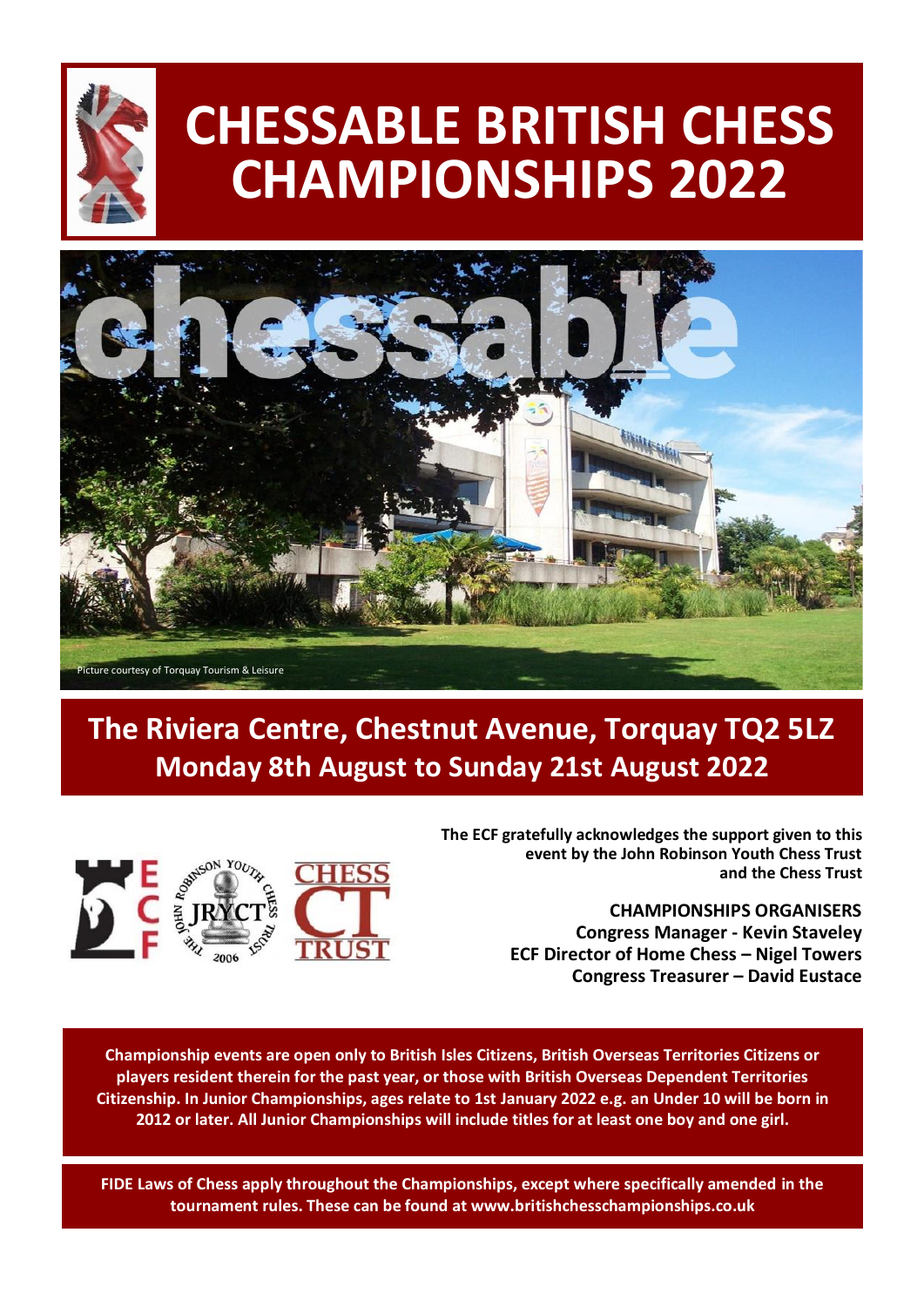# CHESSABLE BRITISH CHESS CHAMPIONSHIPS 2022

Picture courtesy of Torquay Tourism & Leisure

## The Riviera Centre, Chestnut Avenue, Torquay TQ2 5LZ
## Monday 8th August to Sunday 21st August 2022

**The ECF gratefully acknowledges the support given to this event by the John Robinson Youth Chess Trust and the Chess Trust**

**CHAMPIONSHIPS ORGANISERS**
**Congress Manager - Kevin Staveley**
**ECF Director of Home Chess – Nigel Towers**
**Congress Treasurer – David Eustace**

**Championship events are open only to British Isles Citizens, British Overseas Territories Citizens or players resident therein for the past year, or those with British Overseas Dependent Territories Citizenship. In Junior Championships, ages relate to 1st January 2022 e.g. an Under 10 will be born in 2012 or later. All Junior Championships will include titles for at least one boy and one girl.**

**FIDE Laws of Chess apply throughout the Championships, except where specifically amended in the tournament rules. These can be found at www.britishchesschampionships.co.uk**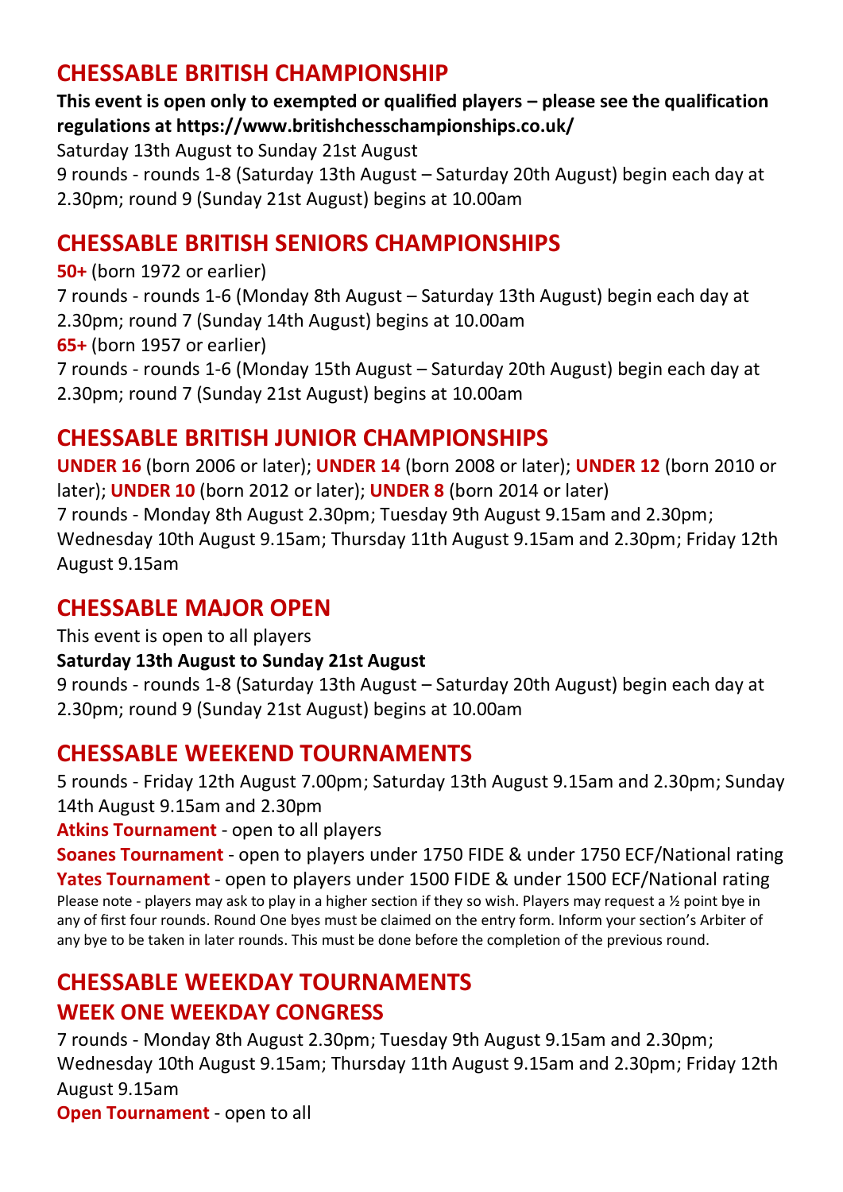## CHESSABLE BRITISH CHAMPIONSHIP

**This event is open only to exempted or qualified players – please see the qualification regulations at https://www.britishchesschampionships.co.uk/**

Saturday 13th August to Sunday 21st August

9 rounds - rounds 1-8 (Saturday 13th August – Saturday 20th August) begin each day at 2.30pm; round 9 (Sunday 21st August) begins at 10.00am

## CHESSABLE BRITISH SENIORS CHAMPIONSHIPS

**50+** (born 1972 or earlier)

7 rounds - rounds 1-6 (Monday 8th August – Saturday 13th August) begin each day at 2.30pm; round 7 (Sunday 14th August) begins at 10.00am

**65+** (born 1957 or earlier)

7 rounds - rounds 1-6 (Monday 15th August – Saturday 20th August) begin each day at 2.30pm; round 7 (Sunday 21st August) begins at 10.00am

## CHESSABLE BRITISH JUNIOR CHAMPIONSHIPS

**UNDER 16** (born 2006 or later); **UNDER 14** (born 2008 or later); **UNDER 12** (born 2010 or later); **UNDER 10** (born 2012 or later); **UNDER 8** (born 2014 or later)

7 rounds - Monday 8th August 2.30pm; Tuesday 9th August 9.15am and 2.30pm; Wednesday 10th August 9.15am; Thursday 11th August 9.15am and 2.30pm; Friday 12th August 9.15am

## CHESSABLE MAJOR OPEN

This event is open to all players

**Saturday 13th August to Sunday 21st August**

9 rounds - rounds 1-8 (Saturday 13th August – Saturday 20th August) begin each day at 2.30pm; round 9 (Sunday 21st August) begins at 10.00am

## CHESSABLE WEEKEND TOURNAMENTS

5 rounds - Friday 12th August 7.00pm; Saturday 13th August 9.15am and 2.30pm; Sunday 14th August 9.15am and 2.30pm

**Atkins Tournament** - open to all players

**Soanes Tournament** - open to players under 1750 FIDE & under 1750 ECF/National rating

**Yates Tournament** - open to players under 1500 FIDE & under 1500 ECF/National rating

Please note - players may ask to play in a higher section if they so wish. Players may request a ½ point bye in any of first four rounds. Round One byes must be claimed on the entry form. Inform your section's Arbiter of any bye to be taken in later rounds. This must be done before the completion of the previous round.

## CHESSABLE WEEKDAY TOURNAMENTS

## WEEK ONE WEEKDAY CONGRESS

7 rounds - Monday 8th August 2.30pm; Tuesday 9th August 9.15am and 2.30pm; Wednesday 10th August 9.15am; Thursday 11th August 9.15am and 2.30pm; Friday 12th August 9.15am

**Open Tournament** - open to all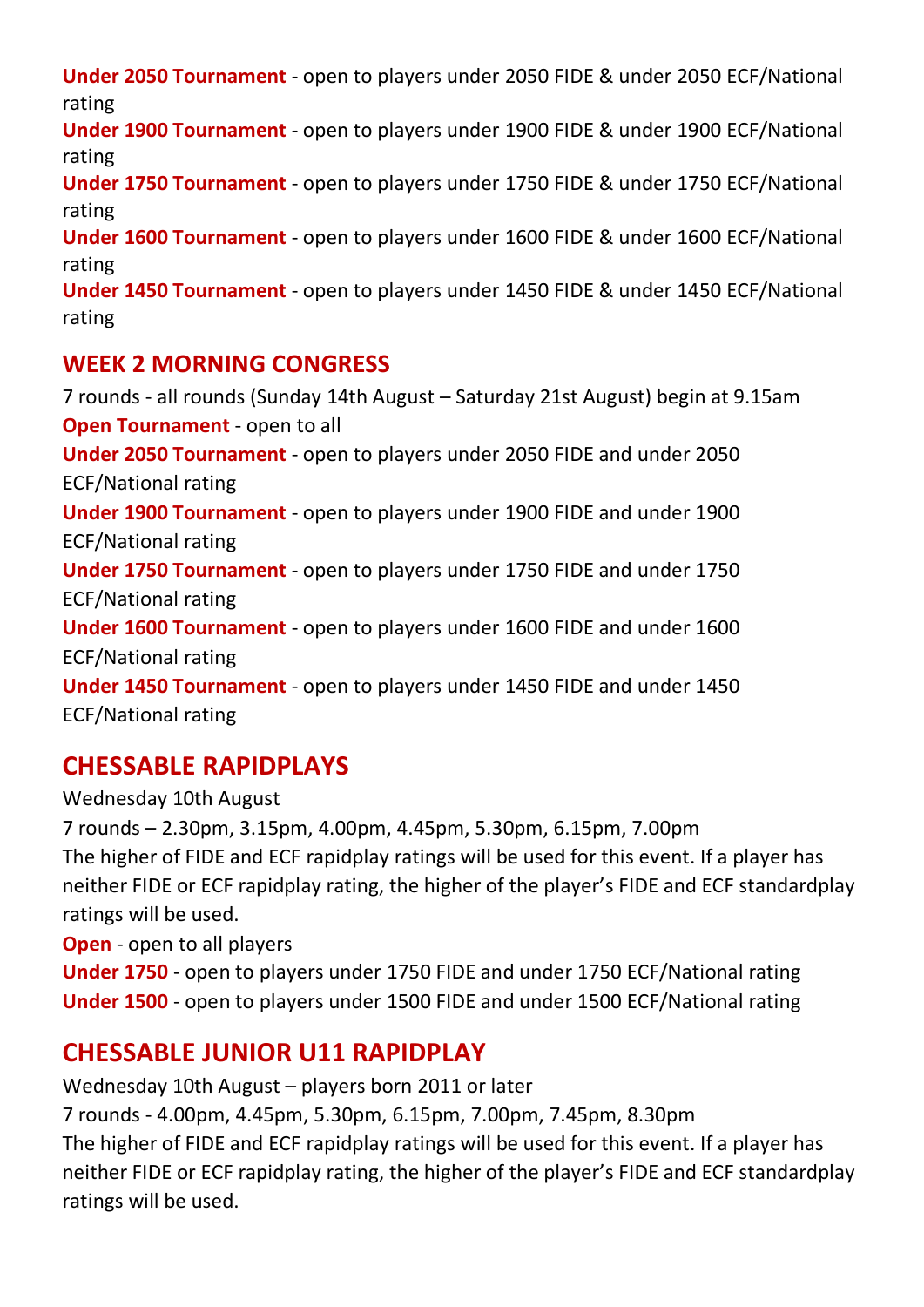**Under 2050 Tournament** - open to players under 2050 FIDE & under 2050 ECF/National rating
**Under 1900 Tournament** - open to players under 1900 FIDE & under 1900 ECF/National rating
**Under 1750 Tournament** - open to players under 1750 FIDE & under 1750 ECF/National rating
**Under 1600 Tournament** - open to players under 1600 FIDE & under 1600 ECF/National rating
**Under 1450 Tournament** - open to players under 1450 FIDE & under 1450 ECF/National rating

## WEEK 2 MORNING CONGRESS

7 rounds - all rounds (Sunday 14th August – Saturday 21st August) begin at 9.15am
**Open Tournament** - open to all
**Under 2050 Tournament** - open to players under 2050 FIDE and under 2050 ECF/National rating
**Under 1900 Tournament** - open to players under 1900 FIDE and under 1900 ECF/National rating
**Under 1750 Tournament** - open to players under 1750 FIDE and under 1750 ECF/National rating
**Under 1600 Tournament** - open to players under 1600 FIDE and under 1600 ECF/National rating
**Under 1450 Tournament** - open to players under 1450 FIDE and under 1450 ECF/National rating

## CHESSABLE RAPIDPLAYS

Wednesday 10th August
7 rounds – 2.30pm, 3.15pm, 4.00pm, 4.45pm, 5.30pm, 6.15pm, 7.00pm
The higher of FIDE and ECF rapidplay ratings will be used for this event. If a player has neither FIDE or ECF rapidplay rating, the higher of the player's FIDE and ECF standardplay ratings will be used.
**Open** - open to all players
**Under 1750** - open to players under 1750 FIDE and under 1750 ECF/National rating
**Under 1500** - open to players under 1500 FIDE and under 1500 ECF/National rating

## CHESSABLE JUNIOR U11 RAPIDPLAY

Wednesday 10th August – players born 2011 or later
7 rounds - 4.00pm, 4.45pm, 5.30pm, 6.15pm, 7.00pm, 7.45pm, 8.30pm
The higher of FIDE and ECF rapidplay ratings will be used for this event. If a player has neither FIDE or ECF rapidplay rating, the higher of the player's FIDE and ECF standardplay ratings will be used.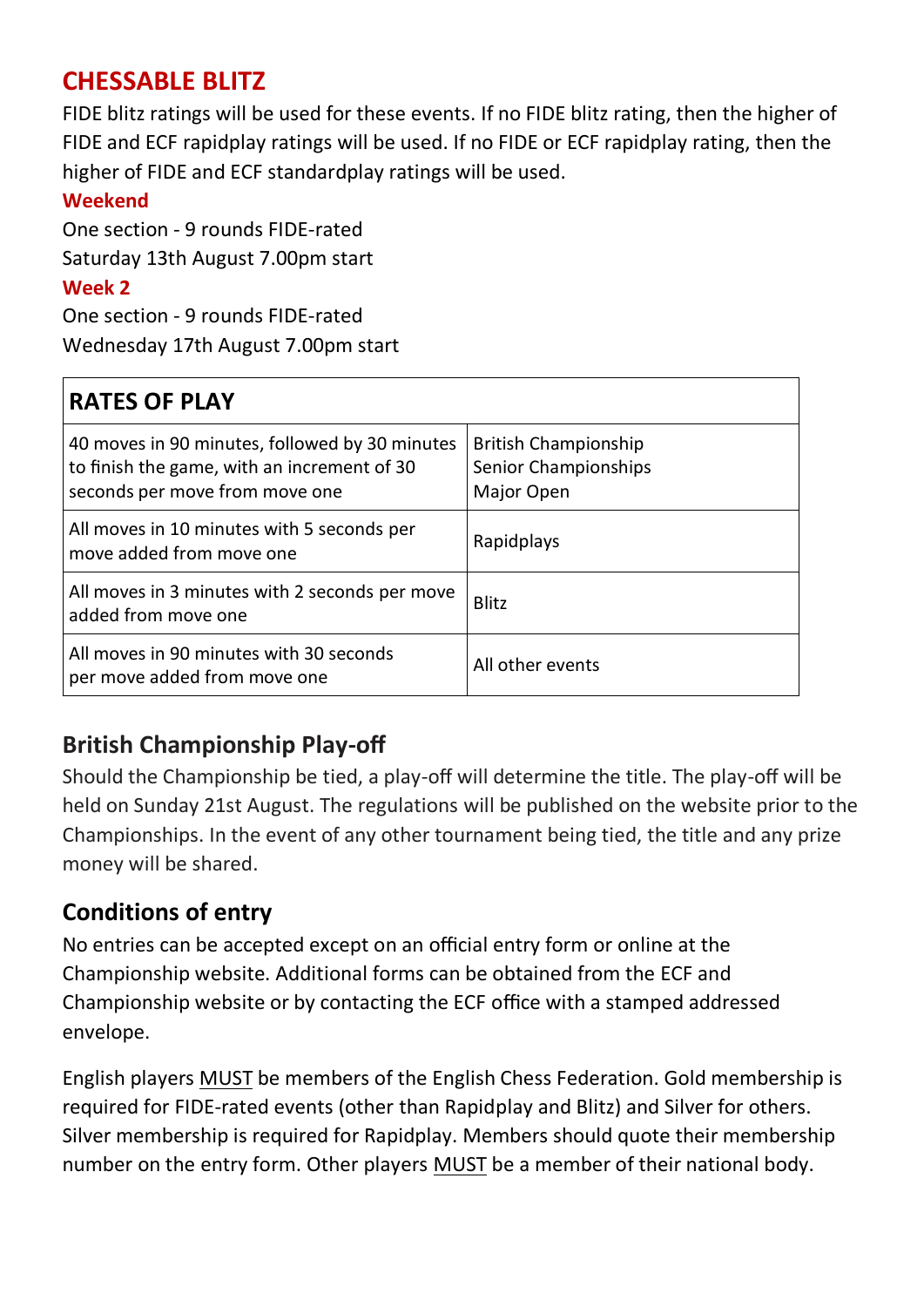## CHESSABLE BLITZ

FIDE blitz ratings will be used for these events. If no FIDE blitz rating, then the higher of FIDE and ECF rapidplay ratings will be used. If no FIDE or ECF rapidplay rating, then the higher of FIDE and ECF standardplay ratings will be used.

### Weekend

One section - 9 rounds FIDE-rated
Saturday 13th August 7.00pm start

### Week 2

One section - 9 rounds FIDE-rated
Wednesday 17th August 7.00pm start

| RATES OF PLAY | |
|---|---|
| 40 moves in 90 minutes, followed by 30 minutes to finish the game, with an increment of 30 seconds per move from move one | British Championship<br>Senior Championships<br>Major Open |
| All moves in 10 minutes with 5 seconds per move added from move one | Rapidplays |
| All moves in 3 minutes with 2 seconds per move added from move one | Blitz |
| All moves in 90 minutes with 30 seconds per move added from move one | All other events |

## British Championship Play-off

Should the Championship be tied, a play-off will determine the title. The play-off will be held on Sunday 21st August. The regulations will be published on the website prior to the Championships. In the event of any other tournament being tied, the title and any prize money will be shared.

## Conditions of entry

No entries can be accepted except on an official entry form or online at the Championship website. Additional forms can be obtained from the ECF and Championship website or by contacting the ECF office with a stamped addressed envelope.

English players MUST be members of the English Chess Federation. Gold membership is required for FIDE-rated events (other than Rapidplay and Blitz) and Silver for others. Silver membership is required for Rapidplay. Members should quote their membership number on the entry form. Other players MUST be a member of their national body.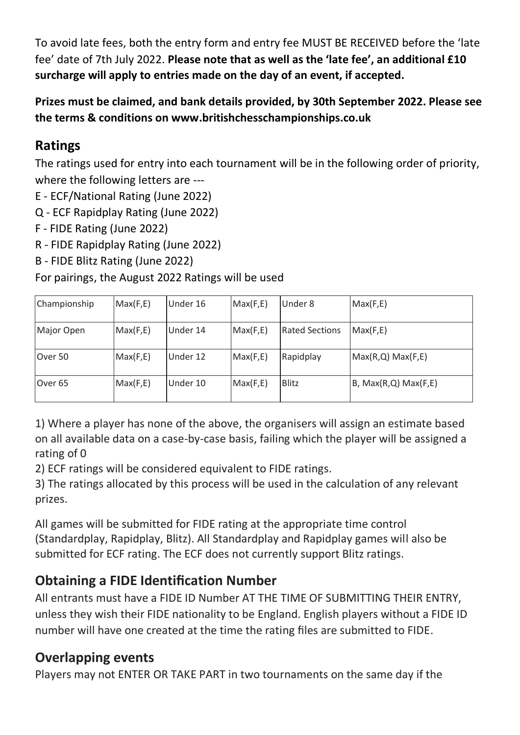To avoid late fees, both the entry form and entry fee MUST BE RECEIVED before the 'late fee' date of 7th July 2022. **Please note that as well as the 'late fee', an additional £10 surcharge will apply to entries made on the day of an event, if accepted.**

**Prizes must be claimed, and bank details provided, by 30th September 2022. Please see the terms & conditions on www.britishchesschampionships.co.uk**

## Ratings

The ratings used for entry into each tournament will be in the following order of priority, where the following letters are ---

E - ECF/National Rating (June 2022)
Q - ECF Rapidplay Rating (June 2022)
F - FIDE Rating (June 2022)
R - FIDE Rapidplay Rating (June 2022)
B - FIDE Blitz Rating (June 2022)

For pairings, the August 2022 Ratings will be used

| Championship | Max(F,E) | Under 16 | Max(F,E) | Under 8 | Max(F,E) |
|---|---|---|---|---|---|
| Major Open | Max(F,E) | Under 14 | Max(F,E) | Rated Sections | Max(F,E) |
| Over 50 | Max(F,E) | Under 12 | Max(F,E) | Rapidplay | Max(R,Q) Max(F,E) |
| Over 65 | Max(F,E) | Under 10 | Max(F,E) | Blitz | B, Max(R,Q) Max(F,E) |

1) Where a player has none of the above, the organisers will assign an estimate based on all available data on a case-by-case basis, failing which the player will be assigned a rating of 0
2) ECF ratings will be considered equivalent to FIDE ratings.
3) The ratings allocated by this process will be used in the calculation of any relevant prizes.

All games will be submitted for FIDE rating at the appropriate time control (Standardplay, Rapidplay, Blitz). All Standardplay and Rapidplay games will also be submitted for ECF rating. The ECF does not currently support Blitz ratings.

## Obtaining a FIDE Identification Number

All entrants must have a FIDE ID Number AT THE TIME OF SUBMITTING THEIR ENTRY, unless they wish their FIDE nationality to be England. English players without a FIDE ID number will have one created at the time the rating files are submitted to FIDE.

## Overlapping events

Players may not ENTER OR TAKE PART in two tournaments on the same day if the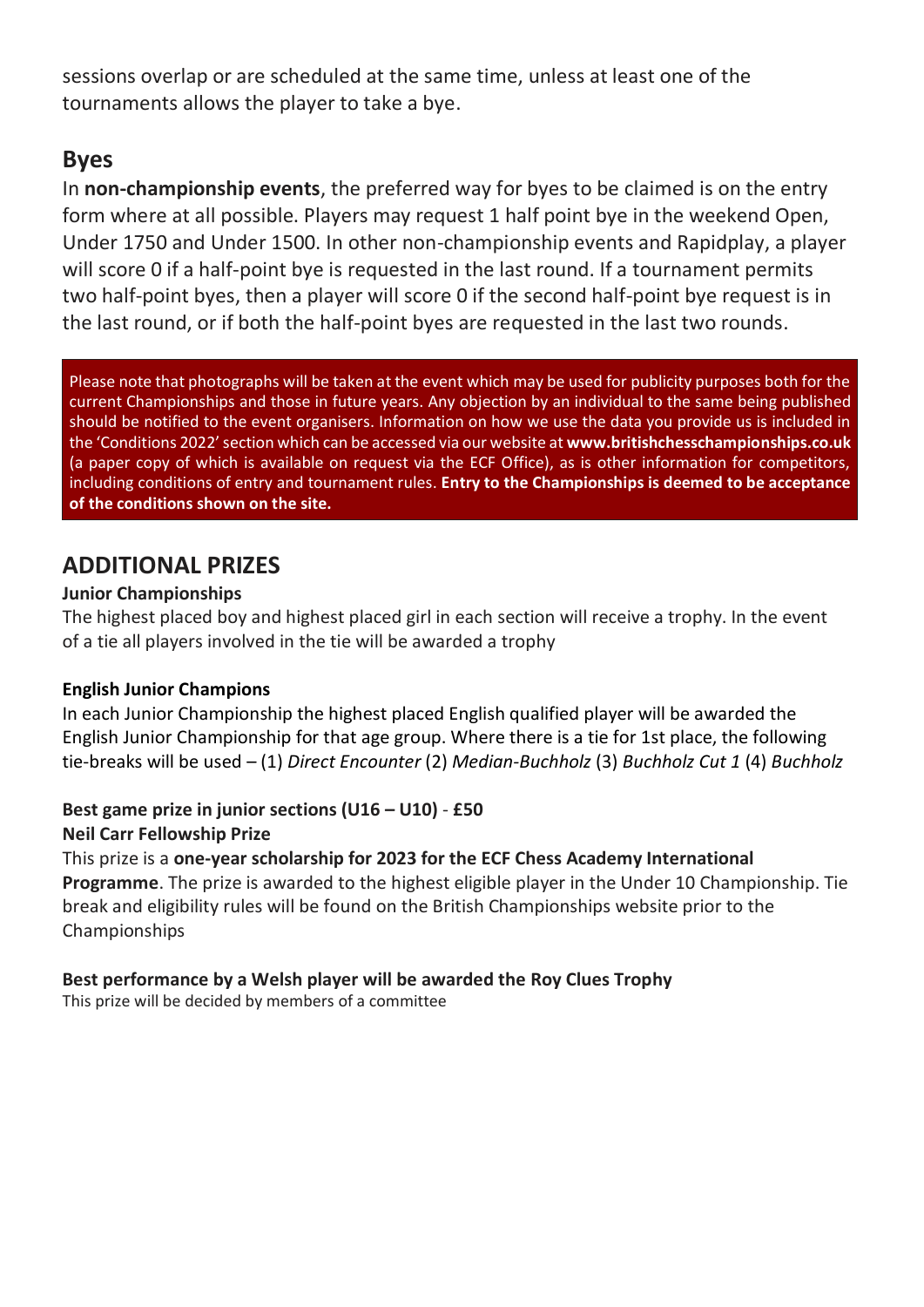sessions overlap or are scheduled at the same time, unless at least one of the tournaments allows the player to take a bye.

## Byes

In **non-championship events**, the preferred way for byes to be claimed is on the entry form where at all possible. Players may request 1 half point bye in the weekend Open, Under 1750 and Under 1500. In other non-championship events and Rapidplay, a player will score 0 if a half-point bye is requested in the last round. If a tournament permits two half-point byes, then a player will score 0 if the second half-point bye request is in the last round, or if both the half-point byes are requested in the last two rounds.

Please note that photographs will be taken at the event which may be used for publicity purposes both for the current Championships and those in future years. Any objection by an individual to the same being published should be notified to the event organisers. Information on how we use the data you provide us is included in the 'Conditions 2022' section which can be accessed via our website at **www.britishchesschampionships.co.uk** (a paper copy of which is available on request via the ECF Office), as is other information for competitors, including conditions of entry and tournament rules. **Entry to the Championships is deemed to be acceptance of the conditions shown on the site.**

## ADDITIONAL PRIZES

**Junior Championships**

The highest placed boy and highest placed girl in each section will receive a trophy. In the event of a tie all players involved in the tie will be awarded a trophy

**English Junior Champions**

In each Junior Championship the highest placed English qualified player will be awarded the English Junior Championship for that age group. Where there is a tie for 1st place, the following tie-breaks will be used – (1) *Direct Encounter* (2) *Median-Buchholz* (3) *Buchholz Cut 1* (4) *Buchholz*

**Best game prize in junior sections (U16 – U10)** - **£50**

**Neil Carr Fellowship Prize**

This prize is a **one-year scholarship for 2023 for the ECF Chess Academy International Programme**. The prize is awarded to the highest eligible player in the Under 10 Championship. Tie break and eligibility rules will be found on the British Championships website prior to the Championships

**Best performance by a Welsh player will be awarded the Roy Clues Trophy**

This prize will be decided by members of a committee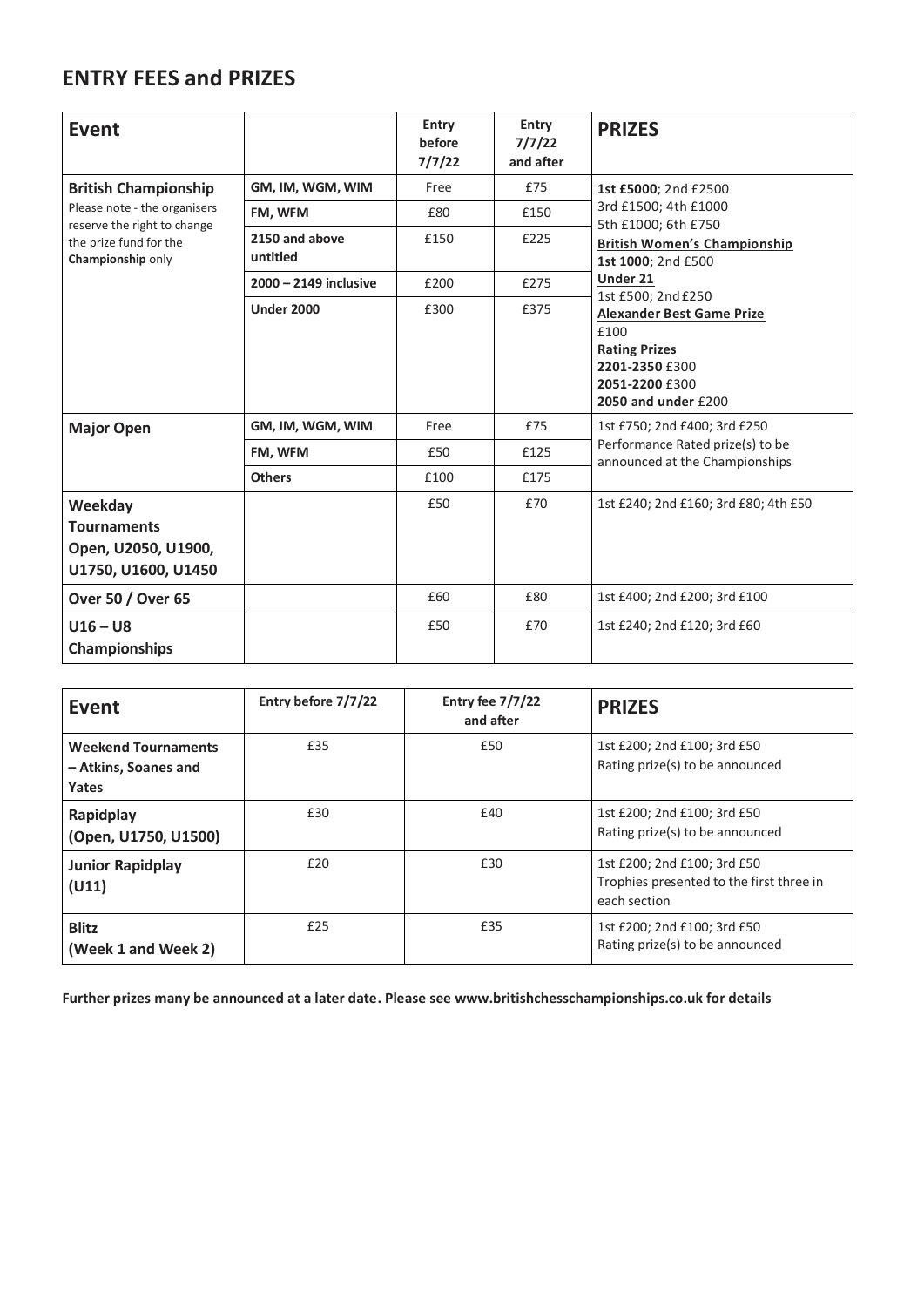## ENTRY FEES and PRIZES

| Event | | Entry before 7/7/22 | Entry 7/7/22 and after | PRIZES |
|---|---|---|---|---|
| **British Championship**<br>Please note - the organisers reserve the right to change the prize fund for the **Championship** only | **GM, IM, WGM, WIM** | Free | £75 | **1st £5000**; 2nd £2500<br>3rd £1500; 4th £1000<br>5th £1000; 6th £750<br>**British Women's Championship**<br>**1st 1000**; 2nd £500<br>**Under 21**<br>1st £500; 2nd £250<br>**Alexander Best Game Prize**<br>£100<br>**Rating Prizes**<br>**2201-2350** £300<br>**2051-2200** £300<br>**2050 and under** £200 |
| | **FM, WFM** | £80 | £150 | |
| | **2150 and above untitled** | £150 | £225 | |
| | **2000 – 2149 inclusive** | £200 | £275 | |
| | **Under 2000** | £300 | £375 | |
| **Major Open** | **GM, IM, WGM, WIM** | Free | £75 | 1st £750; 2nd £400; 3rd £250<br>Performance Rated prize(s) to be announced at the Championships |
| | **FM, WFM** | £50 | £125 | |
| | **Others** | £100 | £175 | |
| **Weekday Tournaments Open, U2050, U1900, U1750, U1600, U1450** | | £50 | £70 | 1st £240; 2nd £160; 3rd £80; 4th £50 |
| **Over 50 / Over 65** | | £60 | £80 | 1st £400; 2nd £200; 3rd £100 |
| **U16 – U8 Championships** | | £50 | £70 | 1st £240; 2nd £120; 3rd £60 |

| Event | Entry before 7/7/22 | Entry fee 7/7/22 and after | PRIZES |
|---|---|---|---|
| **Weekend Tournaments – Atkins, Soanes and Yates** | £35 | £50 | 1st £200; 2nd £100; 3rd £50<br>Rating prize(s) to be announced |
| **Rapidplay (Open, U1750, U1500)** | £30 | £40 | 1st £200; 2nd £100; 3rd £50<br>Rating prize(s) to be announced |
| **Junior Rapidplay (U11)** | £20 | £30 | 1st £200; 2nd £100; 3rd £50<br>Trophies presented to the first three in each section |
| **Blitz (Week 1 and Week 2)** | £25 | £35 | 1st £200; 2nd £100; 3rd £50<br>Rating prize(s) to be announced |

**Further prizes many be announced at a later date. Please see www.britishchesschampionships.co.uk for details**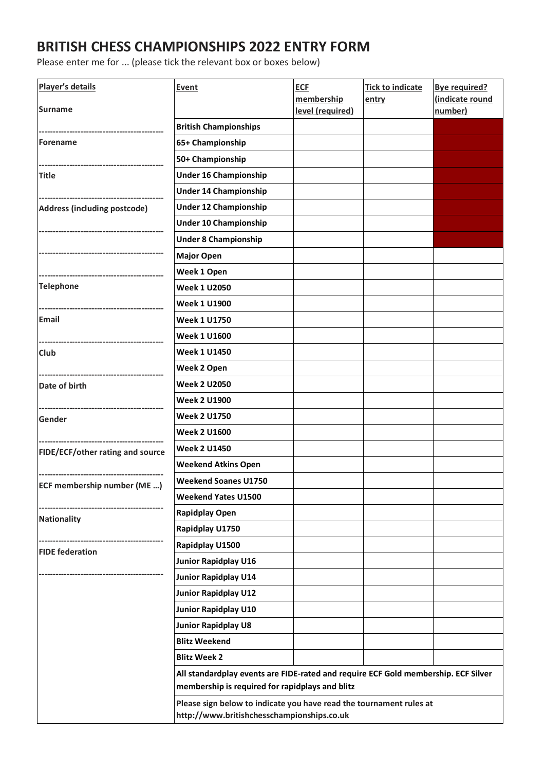# BRITISH CHESS CHAMPIONSHIPS 2022 ENTRY FORM

Please enter me for ... (please tick the relevant box or boxes below)

**Player's details**

**Surname**

---------------------------------------------

**Forename**

---------------------------------------------

**Title**

---------------------------------------------

**Address (including postcode)**

---------------------------------------------

---------------------------------------------

---------------------------------------------

---------------------------------------------

**Telephone**

---------------------------------------------

**Email**

---------------------------------------------

**Club**

---------------------------------------------

**Date of birth**

---------------------------------------------

**Gender**

---------------------------------------------

**FIDE/ECF/other rating and source**

---------------------------------------------

**ECF membership number (ME …)**

---------------------------------------------

**Nationality**

---------------------------------------------

**FIDE federation**

---------------------------------------------

| Event | ECF membership level (required) | Tick to indicate entry | Bye required? (indicate round number) |
|---|---|---|---|
| **British Championships** | | | |
| **65+ Championship** | | | |
| **50+ Championship** | | | |
| **Under 16 Championship** | | | |
| **Under 14 Championship** | | | |
| **Under 12 Championship** | | | |
| **Under 10 Championship** | | | |
| **Under 8 Championship** | | | |
| **Major Open** | | | |
| **Week 1 Open** | | | |
| **Week 1 U2050** | | | |
| **Week 1 U1900** | | | |
| **Week 1 U1750** | | | |
| **Week 1 U1600** | | | |
| **Week 1 U1450** | | | |
| **Week 2 Open** | | | |
| **Week 2 U2050** | | | |
| **Week 2 U1900** | | | |
| **Week 2 U1750** | | | |
| **Week 2 U1600** | | | |
| **Week 2 U1450** | | | |
| **Weekend Atkins Open** | | | |
| **Weekend Soanes U1750** | | | |
| **Weekend Yates U1500** | | | |
| **Rapidplay Open** | | | |
| **Rapidplay U1750** | | | |
| **Rapidplay U1500** | | | |
| **Junior Rapidplay U16** | | | |
| **Junior Rapidplay U14** | | | |
| **Junior Rapidplay U12** | | | |
| **Junior Rapidplay U10** | | | |
| **Junior Rapidplay U8** | | | |
| **Blitz Weekend** | | | |
| **Blitz Week 2** | | | |

**All standardplay events are FIDE-rated and require ECF Gold membership. ECF Silver membership is required for rapidplays and blitz**

**Please sign below to indicate you have read the tournament rules at http://www.britishchesschampionships.co.uk**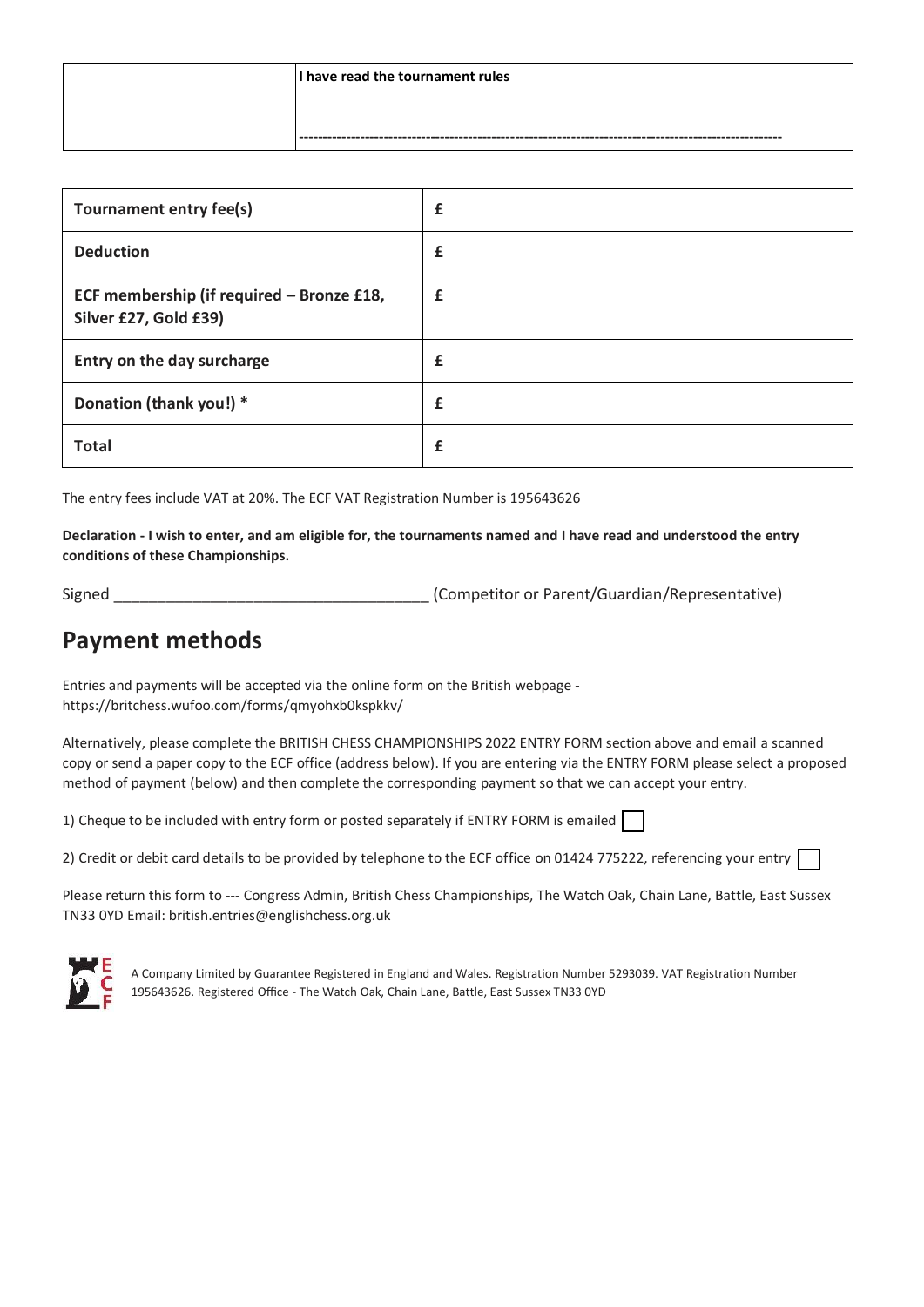| | |
|---|---|
| | **I have read the tournament rules**<br><br>---------------------------------------------------------------------------------------------------- |

| | |
|---|---|
| **Tournament entry fee(s)** | **£** |
| **Deduction** | **£** |
| **ECF membership (if required – Bronze £18, Silver £27, Gold £39)** | **£** |
| **Entry on the day surcharge** | **£** |
| **Donation (thank you!) *** | **£** |
| **Total** | **£** |

The entry fees include VAT at 20%. The ECF VAT Registration Number is 195643626

**Declaration - I wish to enter, and am eligible for, the tournaments named and I have read and understood the entry conditions of these Championships.**

Signed ____________________________________ (Competitor or Parent/Guardian/Representative)

## Payment methods

Entries and payments will be accepted via the online form on the British webpage - https://britchess.wufoo.com/forms/qmyohxb0kspkkv/

Alternatively, please complete the BRITISH CHESS CHAMPIONSHIPS 2022 ENTRY FORM section above and email a scanned copy or send a paper copy to the ECF office (address below). If you are entering via the ENTRY FORM please select a proposed method of payment (below) and then complete the corresponding payment so that we can accept your entry.

1) Cheque to be included with entry form or posted separately if ENTRY FORM is emailed ☐

2) Credit or debit card details to be provided by telephone to the ECF office on 01424 775222, referencing your entry ☐

Please return this form to --- Congress Admin, British Chess Championships, The Watch Oak, Chain Lane, Battle, East Sussex TN33 0YD Email: british.entries@englishchess.org.uk

A Company Limited by Guarantee Registered in England and Wales. Registration Number 5293039. VAT Registration Number 195643626. Registered Office - The Watch Oak, Chain Lane, Battle, East Sussex TN33 0YD